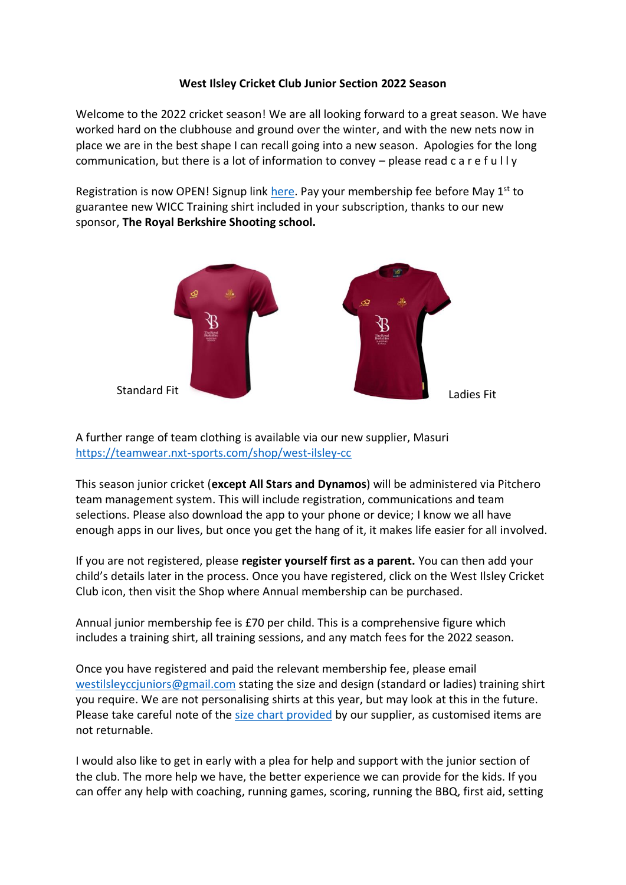**West Ilsley Cricket Club Junior Section 2022 Season**

Welcome to the 2022 cricket season! We are all looking forward to a great season. We have worked hard on the clubhouse and ground over the winter, and with the new nets now in place we are in the best shape I can recall going into a new season. Apologies for the long communication, but there is a lot of information to convey – please read c a r e f u l l y

Registration is now OPEN! Signup link here. Pay your membership fee before May 1st to guarantee new WICC Training shirt included in your subscription, thanks to our new sponsor, **The Royal Berkshire Shooting school.**

Standard Fit

Ladies Fit

A further range of team clothing is available via our new supplier, Masuri https://teamwear.nxt-sports.com/shop/west-ilsley-cc

This season junior cricket (**except All Stars and Dynamos**) will be administered via Pitchero team management system. This will include registration, communications and team selections. Please also download the app to your phone or device; I know we all have enough apps in our lives, but once you get the hang of it, it makes life easier for all involved.

If you are not registered, please **register yourself first as a parent.** You can then add your child's details later in the process. Once you have registered, click on the West Ilsley Cricket Club icon, then visit the Shop where Annual membership can be purchased.

Annual junior membership fee is £70 per child. This is a comprehensive figure which includes a training shirt, all training sessions, and any match fees for the 2022 season.

Once you have registered and paid the relevant membership fee, please email westilsleyccjuniors@gmail.com stating the size and design (standard or ladies) training shirt you require. We are not personalising shirts at this year, but may look at this in the future. Please take careful note of the size chart provided by our supplier, as customised items are not returnable.

I would also like to get in early with a plea for help and support with the junior section of the club. The more help we have, the better experience we can provide for the kids. If you can offer any help with coaching, running games, scoring, running the BBQ, first aid, setting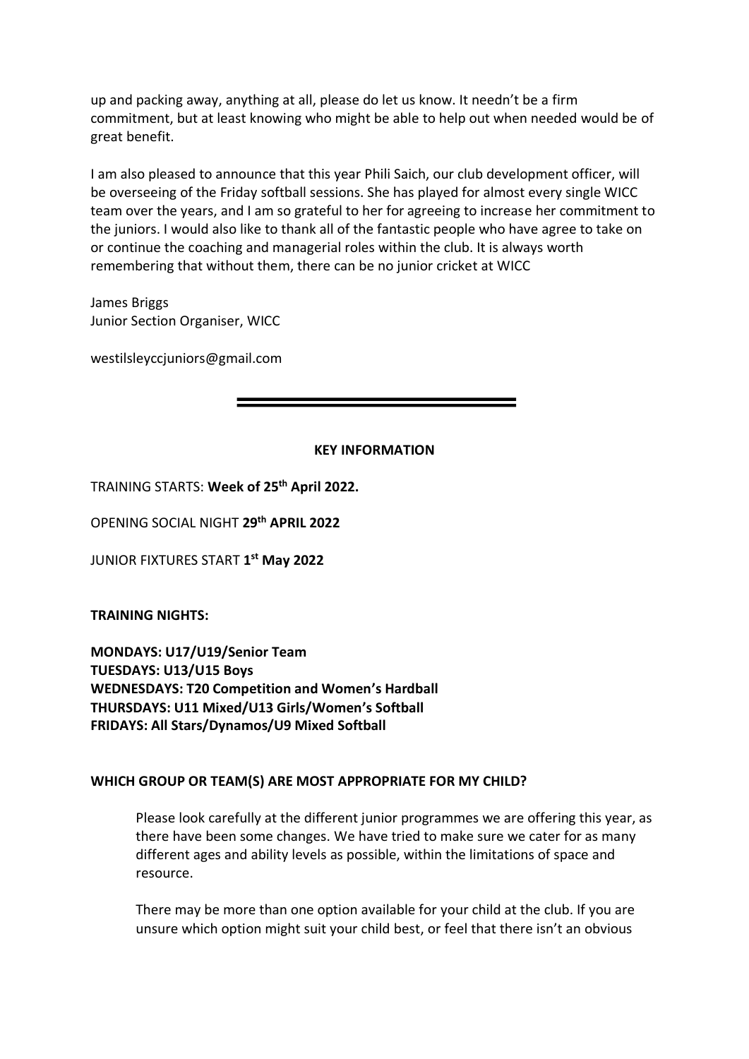up and packing away, anything at all, please do let us know. It needn't be a firm commitment, but at least knowing who might be able to help out when needed would be of great benefit.

I am also pleased to announce that this year Phili Saich, our club development officer, will be overseeing of the Friday softball sessions. She has played for almost every single WICC team over the years, and I am so grateful to her for agreeing to increase her commitment to the juniors. I would also like to thank all of the fantastic people who have agree to take on or continue the coaching and managerial roles within the club. It is always worth remembering that without them, there can be no junior cricket at WICC

James Briggs
Junior Section Organiser, WICC

westilsleyccjuniors@gmail.com

---

**KEY INFORMATION**

TRAINING STARTS: **Week of 25th April 2022.**

OPENING SOCIAL NIGHT **29th APRIL 2022**

JUNIOR FIXTURES START **1st May 2022**

**TRAINING NIGHTS:**

**MONDAYS: U17/U19/Senior Team**
**TUESDAYS: U13/U15 Boys**
**WEDNESDAYS: T20 Competition and Women's Hardball**
**THURSDAYS: U11 Mixed/U13 Girls/Women's Softball**
**FRIDAYS: All Stars/Dynamos/U9 Mixed Softball**

**WHICH GROUP OR TEAM(S) ARE MOST APPROPRIATE FOR MY CHILD?**

Please look carefully at the different junior programmes we are offering this year, as there have been some changes. We have tried to make sure we cater for as many different ages and ability levels as possible, within the limitations of space and resource.

There may be more than one option available for your child at the club. If you are unsure which option might suit your child best, or feel that there isn't an obvious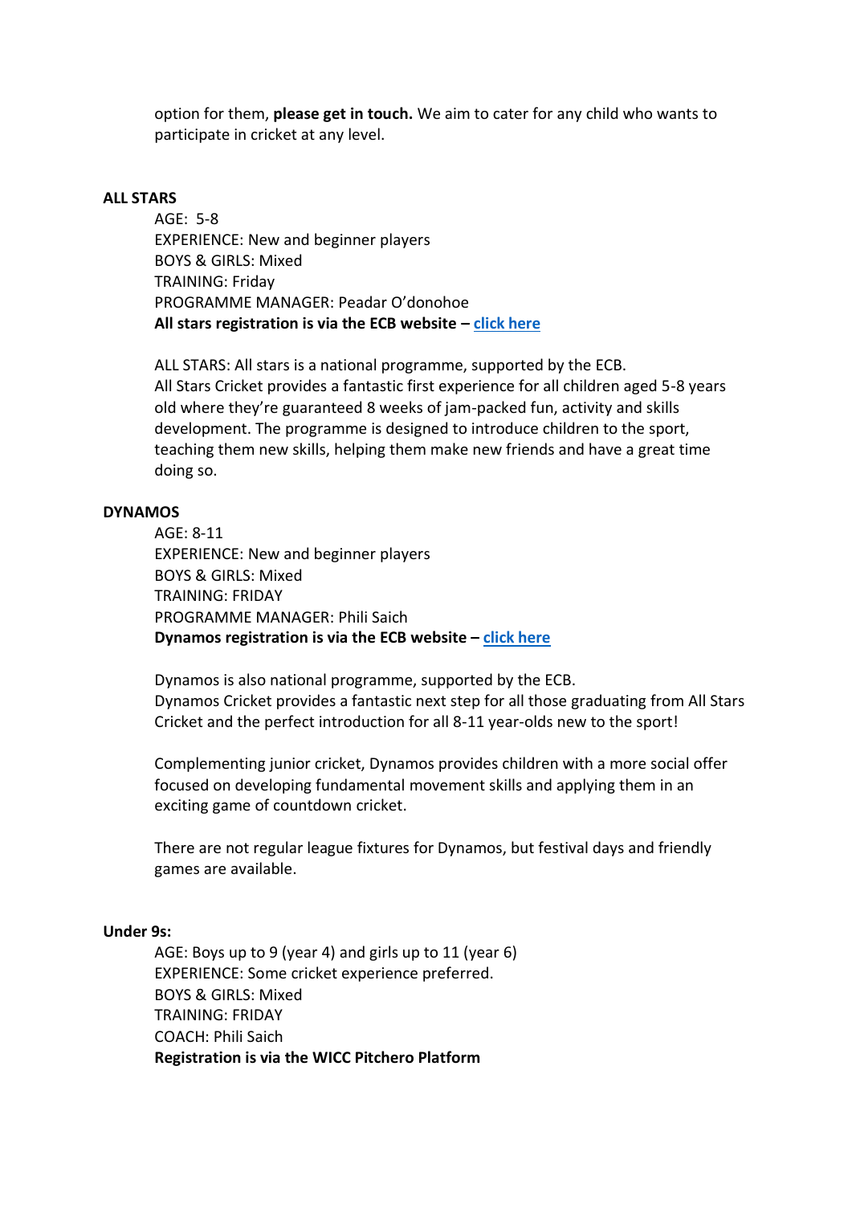option for them, **please get in touch.** We aim to cater for any child who wants to participate in cricket at any level.

**ALL STARS**

AGE: 5-8
EXPERIENCE: New and beginner players
BOYS & GIRLS: Mixed
TRAINING: Friday
PROGRAMME MANAGER: Peadar O'donohoe
**All stars registration is via the ECB website – click here**

ALL STARS: All stars is a national programme, supported by the ECB.
All Stars Cricket provides a fantastic first experience for all children aged 5-8 years old where they're guaranteed 8 weeks of jam-packed fun, activity and skills development. The programme is designed to introduce children to the sport, teaching them new skills, helping them make new friends and have a great time doing so.

**DYNAMOS**

AGE: 8-11
EXPERIENCE: New and beginner players
BOYS & GIRLS: Mixed
TRAINING: FRIDAY
PROGRAMME MANAGER: Phili Saich
**Dynamos registration is via the ECB website – click here**

Dynamos is also national programme, supported by the ECB.
Dynamos Cricket provides a fantastic next step for all those graduating from All Stars Cricket and the perfect introduction for all 8-11 year-olds new to the sport!

Complementing junior cricket, Dynamos provides children with a more social offer focused on developing fundamental movement skills and applying them in an exciting game of countdown cricket.

There are not regular league fixtures for Dynamos, but festival days and friendly games are available.

**Under 9s:**

AGE: Boys up to 9 (year 4) and girls up to 11 (year 6)
EXPERIENCE: Some cricket experience preferred.
BOYS & GIRLS: Mixed
TRAINING: FRIDAY
COACH: Phili Saich
**Registration is via the WICC Pitchero Platform**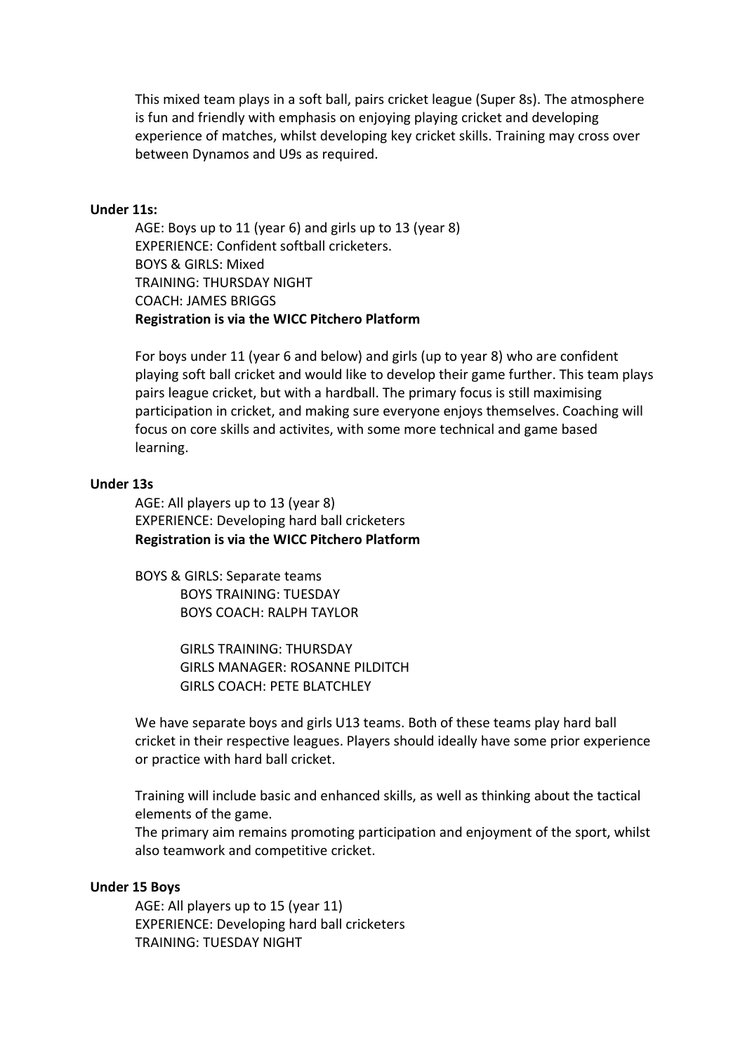This mixed team plays in a soft ball, pairs cricket league (Super 8s). The atmosphere is fun and friendly with emphasis on enjoying playing cricket and developing experience of matches, whilst developing key cricket skills. Training may cross over between Dynamos and U9s as required.

**Under 11s:**

AGE: Boys up to 11 (year 6) and girls up to 13 (year 8)
EXPERIENCE: Confident softball cricketers.
BOYS & GIRLS: Mixed
TRAINING: THURSDAY NIGHT
COACH: JAMES BRIGGS
**Registration is via the WICC Pitchero Platform**

For boys under 11 (year 6 and below) and girls (up to year 8) who are confident playing soft ball cricket and would like to develop their game further. This team plays pairs league cricket, but with a hardball. The primary focus is still maximising participation in cricket, and making sure everyone enjoys themselves. Coaching will focus on core skills and activites, with some more technical and game based learning.

**Under 13s**

AGE: All players up to 13 (year 8)
EXPERIENCE: Developing hard ball cricketers
**Registration is via the WICC Pitchero Platform**

BOYS & GIRLS: Separate teams
BOYS TRAINING: TUESDAY
BOYS COACH: RALPH TAYLOR

GIRLS TRAINING: THURSDAY
GIRLS MANAGER: ROSANNE PILDITCH
GIRLS COACH: PETE BLATCHLEY

We have separate boys and girls U13 teams. Both of these teams play hard ball cricket in their respective leagues. Players should ideally have some prior experience or practice with hard ball cricket.

Training will include basic and enhanced skills, as well as thinking about the tactical elements of the game.
The primary aim remains promoting participation and enjoyment of the sport, whilst also teamwork and competitive cricket.

**Under 15 Boys**

AGE: All players up to 15 (year 11)
EXPERIENCE: Developing hard ball cricketers
TRAINING: TUESDAY NIGHT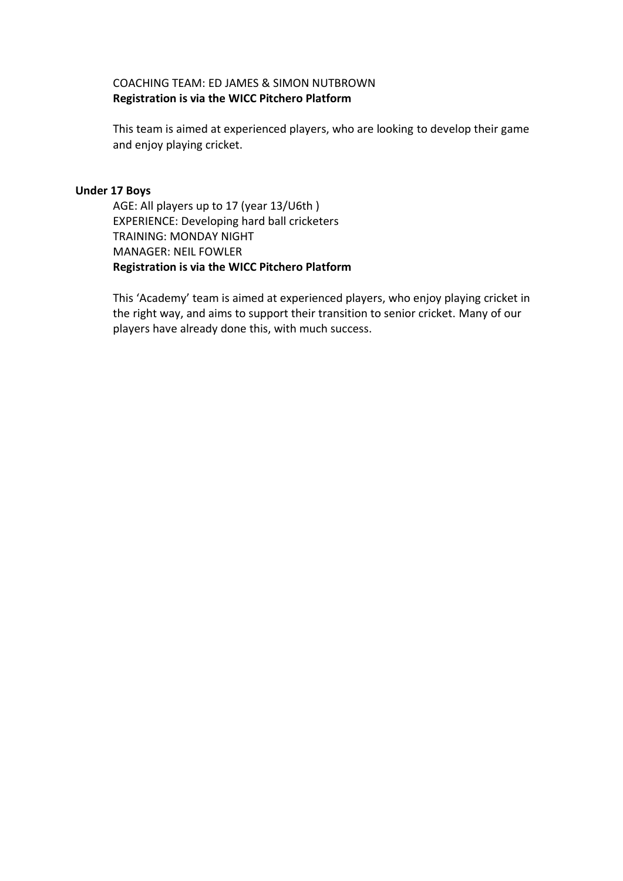COACHING TEAM: ED JAMES & SIMON NUTBROWN
**Registration is via the WICC Pitchero Platform**

This team is aimed at experienced players, who are looking to develop their game and enjoy playing cricket.

**Under 17 Boys**

AGE: All players up to 17 (year 13/U6th )
EXPERIENCE: Developing hard ball cricketers
TRAINING: MONDAY NIGHT
MANAGER: NEIL FOWLER
**Registration is via the WICC Pitchero Platform**

This 'Academy' team is aimed at experienced players, who enjoy playing cricket in the right way, and aims to support their transition to senior cricket. Many of our players have already done this, with much success.